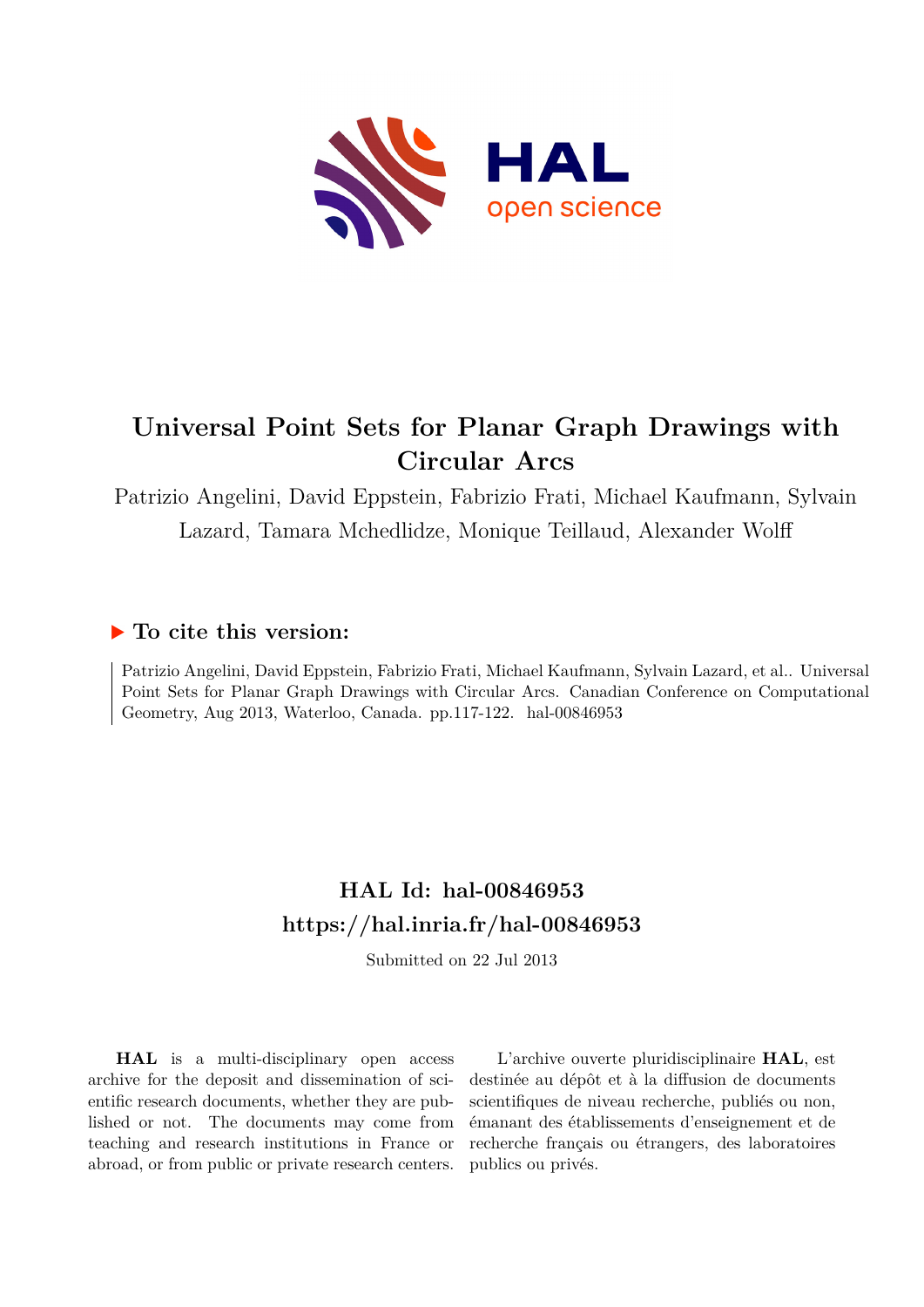# Universal Point Sets for Planar Graph Drawings with Circular Arcs

Patrizio Angelini, David Eppstein, Fabrizio Frati, Michael Kaufmann, Sylvain Lazard, Tamara Mchedlidze, Monique Teillaud, Alexander Wolff

## ▶ To cite this version:

Patrizio Angelini, David Eppstein, Fabrizio Frati, Michael Kaufmann, Sylvain Lazard, et al.. Universal Point Sets for Planar Graph Drawings with Circular Arcs. Canadian Conference on Computational Geometry, Aug 2013, Waterloo, Canada. pp.117-122. hal-00846953

## HAL Id: hal-00846953

## https://hal.inria.fr/hal-00846953

Submitted on 22 Jul 2013

**HAL** is a multi-disciplinary open access archive for the deposit and dissemination of scientific research documents, whether they are published or not. The documents may come from teaching and research institutions in France or abroad, or from public or private research centers.

L'archive ouverte pluridisciplinaire **HAL**, est destinée au dépôt et à la diffusion de documents scientifiques de niveau recherche, publiés ou non, émanant des établissements d'enseignement et de recherche français ou étrangers, des laboratoires publics ou privés.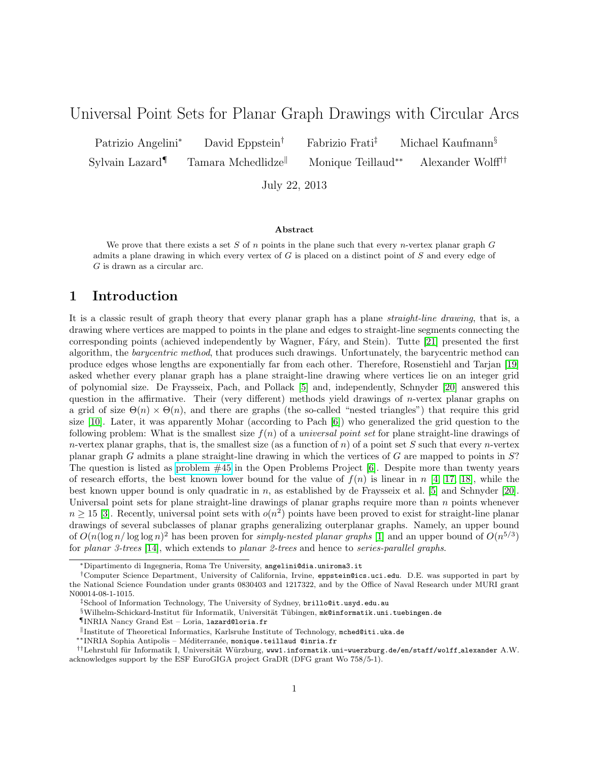# Universal Point Sets for Planar Graph Drawings with Circular Arcs

Patrizio Angelini[*] David Eppstein[†] Fabrizio Frati[‡] Michael Kaufmann[§]
Sylvain Lazard[¶] Tamara Mchedlidze[‖] Monique Teillaud[**] Alexander Wolff[††]

July 22, 2013

### Abstract

We prove that there exists a set $S$ of $n$ points in the plane such that every $n$-vertex planar graph $G$ admits a plane drawing in which every vertex of $G$ is placed on a distinct point of $S$ and every edge of $G$ is drawn as a circular arc.

## 1 Introduction

It is a classic result of graph theory that every planar graph has a plane *straight-line drawing*, that is, a drawing where vertices are mapped to points in the plane and edges to straight-line segments connecting the corresponding points (achieved independently by Wagner, Fáry, and Stein). Tutte [21] presented the first algorithm, the *barycentric method*, that produces such drawings. Unfortunately, the barycentric method can produce edges whose lengths are exponentially far from each other. Therefore, Rosenstiehl and Tarjan [19] asked whether every planar graph has a plane straight-line drawing where vertices lie on an integer grid of polynomial size. De Fraysseix, Pach, and Pollack [5] and, independently, Schnyder [20] answered this question in the affirmative. Their (very different) methods yield drawings of $n$-vertex planar graphs on a grid of size $\Theta(n) \times \Theta(n)$, and there are graphs (the so-called "nested triangles") that require this grid size [10]. Later, it was apparently Mohar (according to Pach [6]) who generalized the grid question to the following problem: What is the smallest size $f(n)$ of a *universal point set* for plane straight-line drawings of $n$-vertex planar graphs, that is, the smallest size (as a function of $n$) of a point set $S$ such that every $n$-vertex planar graph $G$ admits a plane straight-line drawing in which the vertices of $G$ are mapped to points in $S$? The question is listed as problem #45 in the Open Problems Project [6]. Despite more than twenty years of research efforts, the best known lower bound for the value of $f(n)$ is linear in $n$ [4, 17, 18], while the best known upper bound is only quadratic in $n$, as established by de Fraysseix et al. [5] and Schnyder [20]. Universal point sets for plane straight-line drawings of planar graphs require more than $n$ points whenever $n \geq 15$ [3]. Recently, universal point sets with $o(n^2)$ points have been proved to exist for straight-line planar drawings of several subclasses of planar graphs generalizing outerplanar graphs. Namely, an upper bound of $O(n(\log n/ \log \log n)^2$ has been proven for *simply-nested planar graphs* [1] and an upper bound of $O(n^{5/3})$ for *planar 3-trees* [14], which extends to *planar 2-trees* and hence to *series-parallel graphs*.

---

[*] Dipartimento di Ingegneria, Roma Tre University, angelini@dia.uniroma3.it

[†] Computer Science Department, University of California, Irvine, eppstein@ics.uci.edu. D.E. was supported in part by the National Science Foundation under grants 0830403 and 1217322, and by the Office of Naval Research under MURI grant N00014-08-1-1015.

[‡] School of Information Technology, The University of Sydney, brillo@it.usyd.edu.au

[§] Wilhelm-Schickard-Institut für Informatik, Universität Tübingen, mk@informatik.uni.tuebingen.de

[¶] INRIA Nancy Grand Est – Loria, lazard@loria.fr

[‖] Institute of Theoretical Informatics, Karlsruhe Institute of Technology, mched@iti.uka.de

[**] INRIA Sophia Antipolis – Méditerranée, monique.teillaud @inria.fr

[††] Lehrstuhl für Informatik I, Universität Würzburg, www1.informatik.uni-wuerzburg.de/en/staff/wolff_alexander A.W. acknowledges support by the ESF EuroGIGA project GraDR (DFG grant Wo 758/5-1).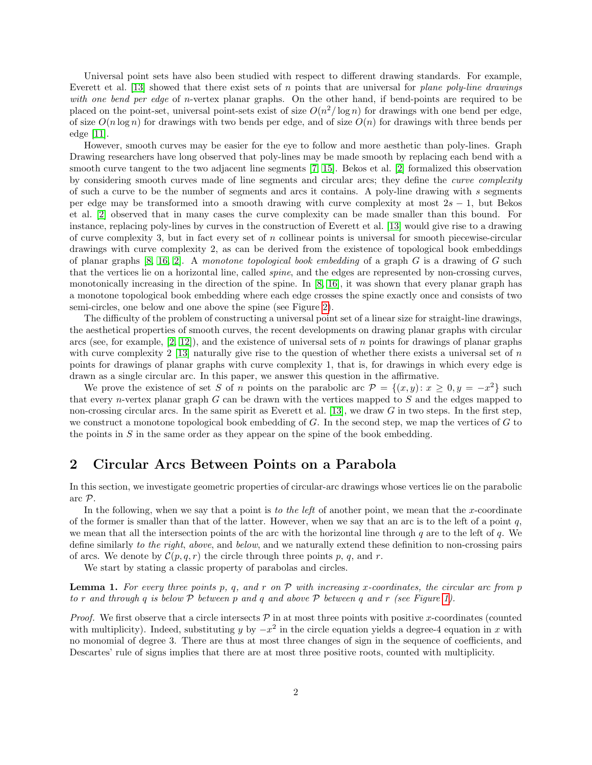Universal point sets have also been studied with respect to different drawing standards. For example, Everett et al. [13] showed that there exist sets of $n$ points that are universal for *plane poly-line drawings with one bend per edge* of $n$-vertex planar graphs. On the other hand, if bend-points are required to be placed on the point-set, universal point-sets exist of size $O(n^2/\log n)$ for drawings with one bend per edge, of size $O(n \log n)$ for drawings with two bends per edge, and of size $O(n)$ for drawings with three bends per edge [11].

However, smooth curves may be easier for the eye to follow and more aesthetic than poly-lines. Graph Drawing researchers have long observed that poly-lines may be made smooth by replacing each bend with a smooth curve tangent to the two adjacent line segments [7, 15]. Bekos et al. [2] formalized this observation by considering smooth curves made of line segments and circular arcs; they define the *curve complexity* of such a curve to be the number of segments and arcs it contains. A poly-line drawing with $s$ segments per edge may be transformed into a smooth drawing with curve complexity at most $2s-1$, but Bekos et al. [2] observed that in many cases the curve complexity can be made smaller than this bound. For instance, replacing poly-lines by curves in the construction of Everett et al. [13] would give rise to a drawing of curve complexity 3, but in fact every set of $n$ collinear points is universal for smooth piecewise-circular drawings with curve complexity 2, as can be derived from the existence of topological book embeddings of planar graphs [8, 16, 2]. A *monotone topological book embedding* of a graph $G$ is a drawing of $G$ such that the vertices lie on a horizontal line, called *spine*, and the edges are represented by non-crossing curves, monotonically increasing in the direction of the spine. In [8, 16], it was shown that every planar graph has a monotone topological book embedding where each edge crosses the spine exactly once and consists of two semi-circles, one below and one above the spine (see Figure 2).

The difficulty of the problem of constructing a universal point set of a linear size for straight-line drawings, the aesthetical properties of smooth curves, the recent developments on drawing planar graphs with circular arcs (see, for example, [2, 12]), and the existence of universal sets of $n$ points for drawings of planar graphs with curve complexity 2 [13] naturally give rise to the question of whether there exists a universal set of $n$ points for drawings of planar graphs with curve complexity 1, that is, for drawings in which every edge is drawn as a single circular arc. In this paper, we answer this question in the affirmative.

We prove the existence of set $S$ of $n$ points on the parabolic arc $\mathcal{P} = \{(x, y) : x \geq 0, y = -x^2\}$ such that every $n$-vertex planar graph $G$ can be drawn with the vertices mapped to $S$ and the edges mapped to non-crossing circular arcs. In the same spirit as Everett et al. [13], we draw $G$ in two steps. In the first step, we construct a monotone topological book embedding of $G$. In the second step, we map the vertices of $G$ to the points in $S$ in the same order as they appear on the spine of the book embedding.

## 2 Circular Arcs Between Points on a Parabola

In this section, we investigate geometric properties of circular-arc drawings whose vertices lie on the parabolic arc $\mathcal{P}$.

In the following, when we say that a point is *to the left* of another point, we mean that the $x$-coordinate of the former is smaller than that of the latter. However, when we say that an arc is to the left of a point $q$, we mean that all the intersection points of the arc with the horizontal line through $q$ are to the left of $q$. We define similarly *to the right*, *above*, and *below*, and we naturally extend these definition to non-crossing pairs of arcs. We denote by $\mathcal{C}(p, q, r)$ the circle through three points $p$, $q$, and $r$.

We start by stating a classic property of parabolas and circles.

**Lemma 1.** *For every three points $p$, $q$, and $r$ on $\mathcal{P}$ with increasing $x$-coordinates, the circular arc from $p$ to $r$ and through $q$ is below $\mathcal{P}$ between $p$ and $q$ and above $\mathcal{P}$ between $q$ and $r$ (see Figure 1).*

*Proof.* We first observe that a circle intersects $\mathcal{P}$ in at most three points with positive $x$-coordinates (counted with multiplicity). Indeed, substituting $y$ by $-x^2$ in the circle equation yields a degree-4 equation in $x$ with no monomial of degree 3. There are thus at most three changes of sign in the sequence of coefficients, and Descartes' rule of signs implies that there are at most three positive roots, counted with multiplicity.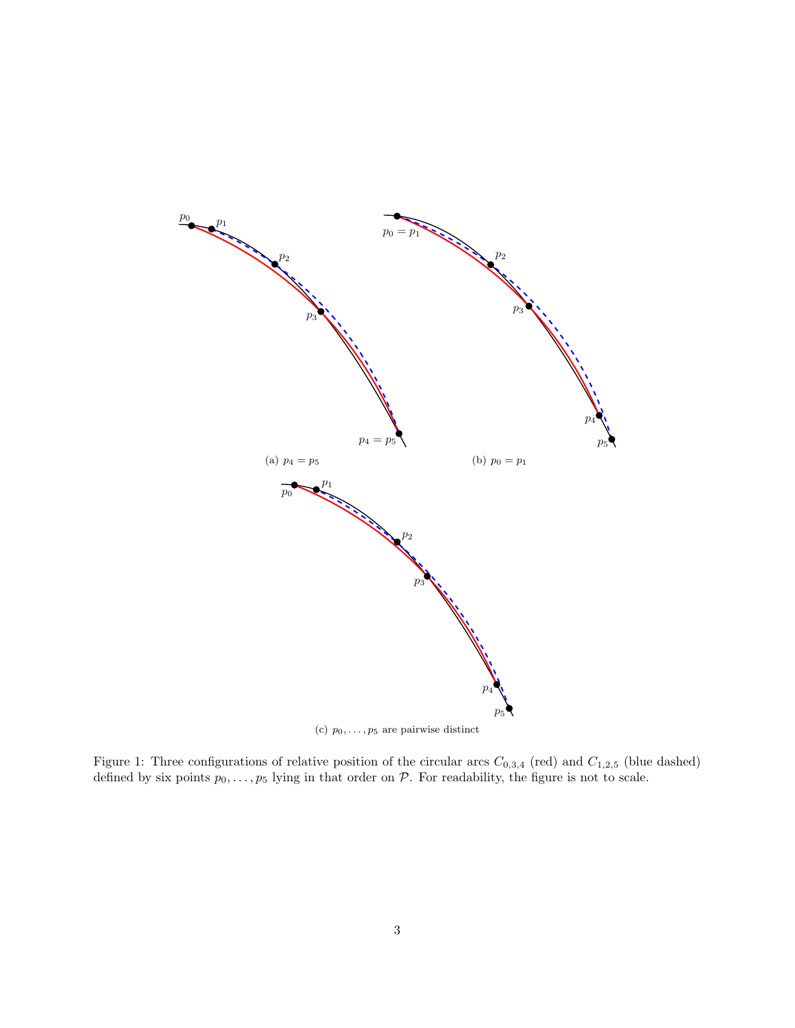(a) $p_4 = p_5$

(b) $p_0 = p_1$

(c) $p_0, \ldots, p_5$ are pairwise distinct

Figure 1: Three configurations of relative position of the circular arcs $C_{0,3,4}$ (red) and $C_{1,2,5}$ (blue dashed) defined by six points $p_0, \ldots, p_5$ lying in that order on $\mathcal{P}$. For readability, the figure is not to scale.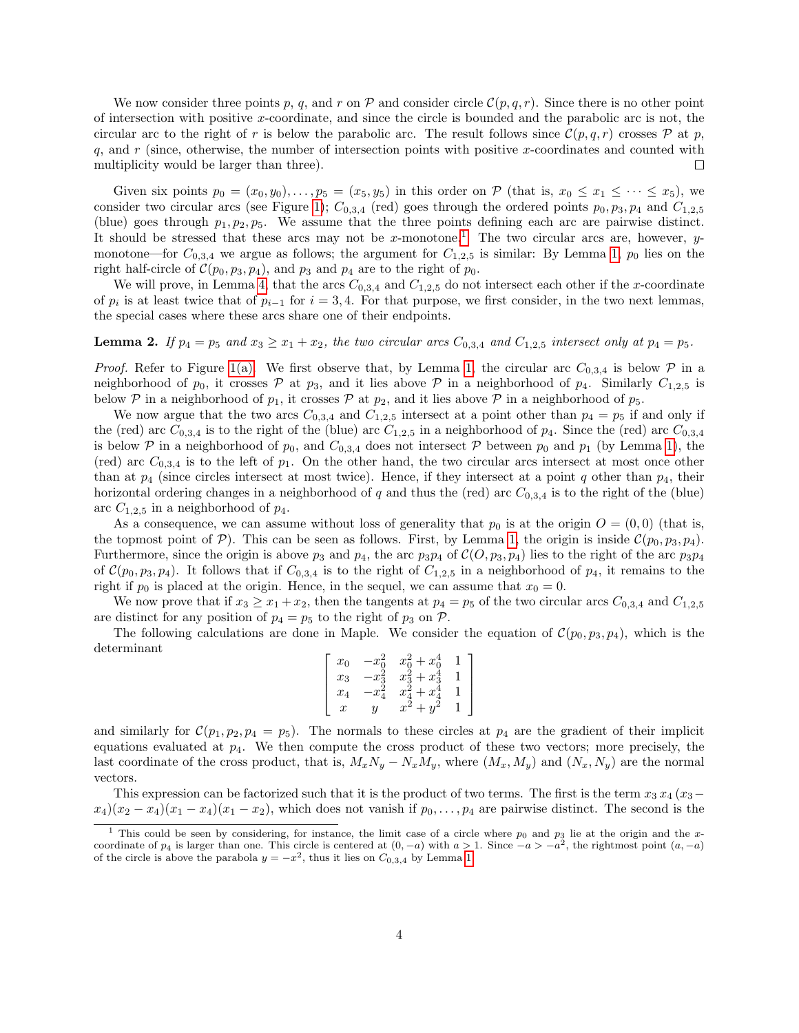We now consider three points $p$, $q$, and $r$ on $\mathcal{P}$ and consider circle $\mathcal{C}(p,q,r)$. Since there is no other point of intersection with positive $x$-coordinate, and since the circle is bounded and the parabolic arc is not, the circular arc to the right of $r$ is below the parabolic arc. The result follows since $\mathcal{C}(p,q,r)$ crosses $\mathcal{P}$ at $p$, $q$, and $r$ (since, otherwise, the number of intersection points with positive $x$-coordinates and counted with multiplicity would be larger than three). $\square$

Given six points $p_0 = (x_0, y_0), \ldots, p_5 = (x_5, y_5)$ in this order on $\mathcal{P}$ (that is, $x_0 \le x_1 \le \cdots \le x_5$), we consider two circular arcs (see Figure 1); $C_{0,3,4}$ (red) goes through the ordered points $p_0, p_3, p_4$ and $C_{1,2,5}$ (blue) goes through $p_1, p_2, p_5$. We assume that the three points defining each arc are pairwise distinct. It should be stressed that these arcs may not be $x$-monotone.[1] The two circular arcs are, however, $y$-monotone—for $C_{0,3,4}$ we argue as follows; the argument for $C_{1,2,5}$ is similar: By Lemma 1, $p_0$ lies on the right half-circle of $\mathcal{C}(p_0, p_3, p_4)$, and $p_3$ and $p_4$ are to the right of $p_0$.

We will prove, in Lemma 4, that the arcs $C_{0,3,4}$ and $C_{1,2,5}$ do not intersect each other if the $x$-coordinate of $p_i$ is at least twice that of $p_{i-1}$ for $i = 3, 4$. For that purpose, we first consider, in the two next lemmas, the special cases where these arcs share one of their endpoints.

**Lemma 2.** *If $p_4 = p_5$ and $x_3 \ge x_1 + x_2$, the two circular arcs $C_{0,3,4}$ and $C_{1,2,5}$ intersect only at $p_4 = p_5$.*

*Proof.* Refer to Figure 1(a). We first observe that, by Lemma 1, the circular arc $C_{0,3,4}$ is below $\mathcal{P}$ in a neighborhood of $p_0$, it crosses $\mathcal{P}$ at $p_3$, and it lies above $\mathcal{P}$ in a neighborhood of $p_4$. Similarly $C_{1,2,5}$ is below $\mathcal{P}$ in a neighborhood of $p_1$, it crosses $\mathcal{P}$ at $p_2$, and it lies above $\mathcal{P}$ in a neighborhood of $p_5$.

We now argue that the two arcs $C_{0,3,4}$ and $C_{1,2,5}$ intersect at a point other than $p_4 = p_5$ if and only if the (red) arc $C_{0,3,4}$ is to the right of the (blue) arc $C_{1,2,5}$ in a neighborhood of $p_4$. Since the (red) arc $C_{0,3,4}$ is below $\mathcal{P}$ in a neighborhood of $p_0$, and $C_{0,3,4}$ does not intersect $\mathcal{P}$ between $p_0$ and $p_1$ (by Lemma 1), the (red) arc $C_{0,3,4}$ is to the left of $p_1$. On the other hand, the two circular arcs intersect at most once other than at $p_4$ (since circles intersect at most twice). Hence, if they intersect at a point $q$ other than $p_4$, their horizontal ordering changes in a neighborhood of $q$ and thus the (red) arc $C_{0,3,4}$ is to the right of the (blue) arc $C_{1,2,5}$ in a neighborhood of $p_4$.

As a consequence, we can assume without loss of generality that $p_0$ is at the origin $O = (0,0)$ (that is, the topmost point of $\mathcal{P}$). This can be seen as follows. First, by Lemma 1, the origin is inside $\mathcal{C}(p_0, p_3, p_4)$. Furthermore, since the origin is above $p_3$ and $p_4$, the arc $p_3p_4$ of $\mathcal{C}(O, p_3, p_4)$ lies to the right of the arc $p_3p_4$ of $\mathcal{C}(p_0, p_3, p_4)$. It follows that if $C_{0,3,4}$ is to the right of $C_{1,2,5}$ in a neighborhood of $p_4$, it remains to the right if $p_0$ is placed at the origin. Hence, in the sequel, we can assume that $x_0 = 0$.

We now prove that if $x_3 \ge x_1 + x_2$, then the tangents at $p_4 = p_5$ of the two circular arcs $C_{0,3,4}$ and $C_{1,2,5}$ are distinct for any position of $p_4 = p_5$ to the right of $p_3$ on $\mathcal{P}$.

The following calculations are done in Maple. We consider the equation of $\mathcal{C}(p_0, p_3, p_4)$, which is the determinant

$$\begin{bmatrix} x_0 & -x_0^2 & x_0^2 + x_0^4 & 1 \\ x_3 & -x_3^2 & x_3^2 + x_3^4 & 1 \\ x_4 & -x_4^2 & x_4^2 + x_4^4 & 1 \\ x & y & x^2 + y^2 & 1 \end{bmatrix}$$

and similarly for $\mathcal{C}(p_1, p_2, p_4 = p_5)$. The normals to these circles at $p_4$ are the gradient of their implicit equations evaluated at $p_4$. We then compute the cross product of these two vectors; more precisely, the last coordinate of the cross product, that is, $M_x N_y - N_x M_y$, where $(M_x, M_y)$ and $(N_x, N_y)$ are the normal vectors.

This expression can be factorized such that it is the product of two terms. The first is the term $x_3\, x_4\, (x_3 - x_4)(x_2 - x_4)(x_1 - x_4)(x_1 - x_2)$, which does not vanish if $p_0, \ldots, p_4$ are pairwise distinct. The second is the

[1] This could be seen by considering, for instance, the limit case of a circle where $p_0$ and $p_3$ lie at the origin and the $x$-coordinate of $p_4$ is larger than one. This circle is centered at $(0, -a)$ with $a > 1$. Since $-a > -a^2$, the rightmost point $(a, -a)$ of the circle is above the parabola $y = -x^2$, thus it lies on $C_{0,3,4}$ by Lemma 1.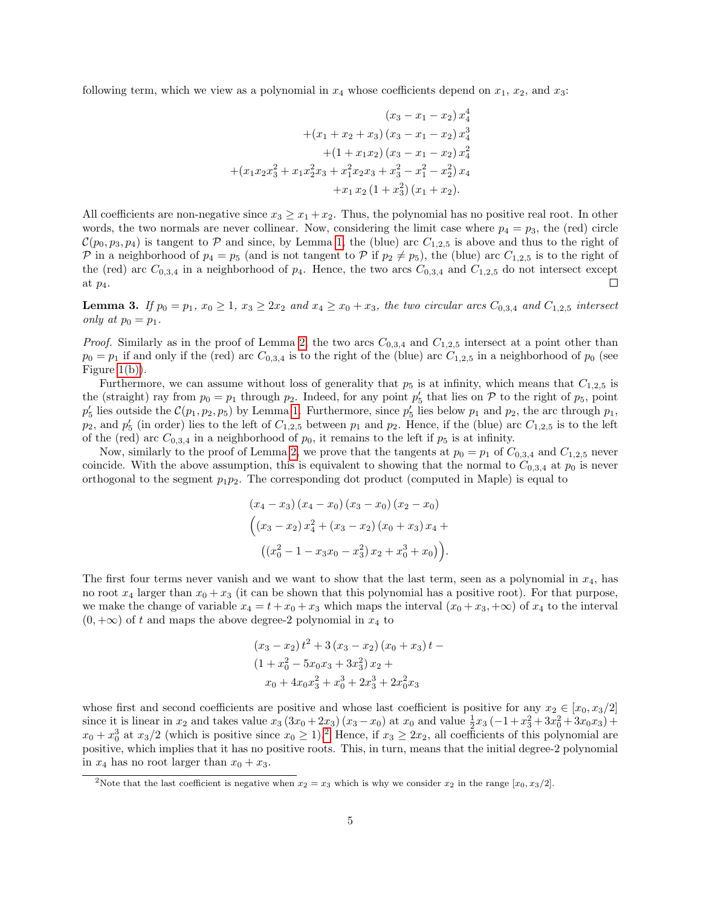following term, which we view as a polynomial in $x_4$ whose coefficients depend on $x_1$, $x_2$, and $x_3$:

$$
\begin{aligned}
&(x_3 - x_1 - x_2)\, x_4^4 \\
&+(x_1 + x_2 + x_3)\,(x_3 - x_1 - x_2)\, x_4^3 \\
&+(1 + x_1 x_2)\,(x_3 - x_1 - x_2)\, x_4^2 \\
&+(x_1 x_2 x_3^2 + x_1 x_2^2 x_3 + x_1^2 x_2 x_3 + x_3^2 - x_1^2 - x_2^2)\, x_4 \\
&+x_1\, x_2\,(1 + x_3^2)\,(x_1 + x_2).
\end{aligned}
$$

All coefficients are non-negative since $x_3 \geq x_1 + x_2$. Thus, the polynomial has no positive real root. In other words, the two normals are never collinear. Now, considering the limit case where $p_4 = p_3$, the (red) circle $\mathcal{C}(p_0, p_3, p_4)$ is tangent to $\mathcal{P}$ and since, by Lemma 1, the (blue) arc $C_{1,2,5}$ is above and thus to the right of $\mathcal{P}$ in a neighborhood of $p_4 = p_5$ (and is not tangent to $\mathcal{P}$ if $p_2 \neq p_5$), the (blue) arc $C_{1,2,5}$ is to the right of the (red) arc $C_{0,3,4}$ in a neighborhood of $p_4$. Hence, the two arcs $C_{0,3,4}$ and $C_{1,2,5}$ do not intersect except at $p_4$. ◻

**Lemma 3.** *If $p_0 = p_1$, $x_0 \geq 1$, $x_3 \geq 2x_2$ and $x_4 \geq x_0 + x_3$, the two circular arcs $C_{0,3,4}$ and $C_{1,2,5}$ intersect only at $p_0 = p_1$.*

*Proof.* Similarly as in the proof of Lemma 2, the two arcs $C_{0,3,4}$ and $C_{1,2,5}$ intersect at a point other than $p_0 = p_1$ if and only if the (red) arc $C_{0,3,4}$ is to the right of the (blue) arc $C_{1,2,5}$ in a neighborhood of $p_0$ (see Figure 1(b)).

Furthermore, we can assume without loss of generality that $p_5$ is at infinity, which means that $C_{1,2,5}$ is the (straight) ray from $p_0 = p_1$ through $p_2$. Indeed, for any point $p_5'$ that lies on $\mathcal{P}$ to the right of $p_5$, point $p_5'$ lies outside the $\mathcal{C}(p_1, p_2, p_5)$ by Lemma 1. Furthermore, since $p_5'$ lies below $p_1$ and $p_2$, the arc through $p_1$, $p_2$, and $p_5'$ (in order) lies to the left of $C_{1,2,5}$ between $p_1$ and $p_2$. Hence, if the (blue) arc $C_{1,2,5}$ is to the left of the (red) arc $C_{0,3,4}$ in a neighborhood of $p_0$, it remains to the left if $p_5$ is at infinity.

Now, similarly to the proof of Lemma 2, we prove that the tangents at $p_0 = p_1$ of $C_{0,3,4}$ and $C_{1,2,5}$ never coincide. With the above assumption, this is equivalent to showing that the normal to $C_{0,3,4}$ at $p_0$ is never orthogonal to the segment $p_1p_2$. The corresponding dot product (computed in Maple) is equal to

$$
\begin{aligned}
&(x_4 - x_3)\,(x_4 - x_0)\,(x_3 - x_0)\,(x_2 - x_0) \\
&\Big((x_3 - x_2)\, x_4^2 + (x_3 - x_2)\,(x_0 + x_3)\, x_4 + \\
&\quad \big((x_0^2 - 1 - x_3 x_0 - x_3^2)\, x_2 + x_0^3 + x_0\big)\Big).
\end{aligned}
$$

The first four terms never vanish and we want to show that the last term, seen as a polynomial in $x_4$, has no root $x_4$ larger than $x_0 + x_3$ (it can be shown that this polynomial has a positive root). For that purpose, we make the change of variable $x_4 = t + x_0 + x_3$ which maps the interval $(x_0 + x_3, +\infty)$ of $x_4$ to the interval $(0, +\infty)$ of $t$ and maps the above degree-2 polynomial in $x_4$ to

$$
\begin{aligned}
&(x_3 - x_2)\, t^2 + 3\,(x_3 - x_2)\,(x_0 + x_3)\, t\, - \\
&(1 + x_0^2 - 5 x_0 x_3 + 3 x_3^2)\, x_2 + \\
&\quad x_0 + 4 x_0 x_3^2 + x_0^3 + 2 x_3^3 + 2 x_0^2 x_3
\end{aligned}
$$

whose first and second coefficients are positive and whose last coefficient is positive for any $x_2 \in [x_0, x_3/2]$ since it is linear in $x_2$ and takes value $x_3\,(3x_0 + 2x_3)\,(x_3 - x_0)$ at $x_0$ and value $\frac{1}{2} x_3\,(-1 + x_3^2 + 3x_0^2 + 3x_0 x_3) + x_0 + x_0^3$ at $x_3/2$ (which is positive since $x_0 \geq 1$).[2] Hence, if $x_3 \geq 2x_2$, all coefficients of this polynomial are positive, which implies that it has no positive roots. This, in turn, means that the initial degree-2 polynomial in $x_4$ has no root larger than $x_0 + x_3$.

[2] Note that the last coefficient is negative when $x_2 = x_3$ which is why we consider $x_2$ in the range $[x_0, x_3/2]$.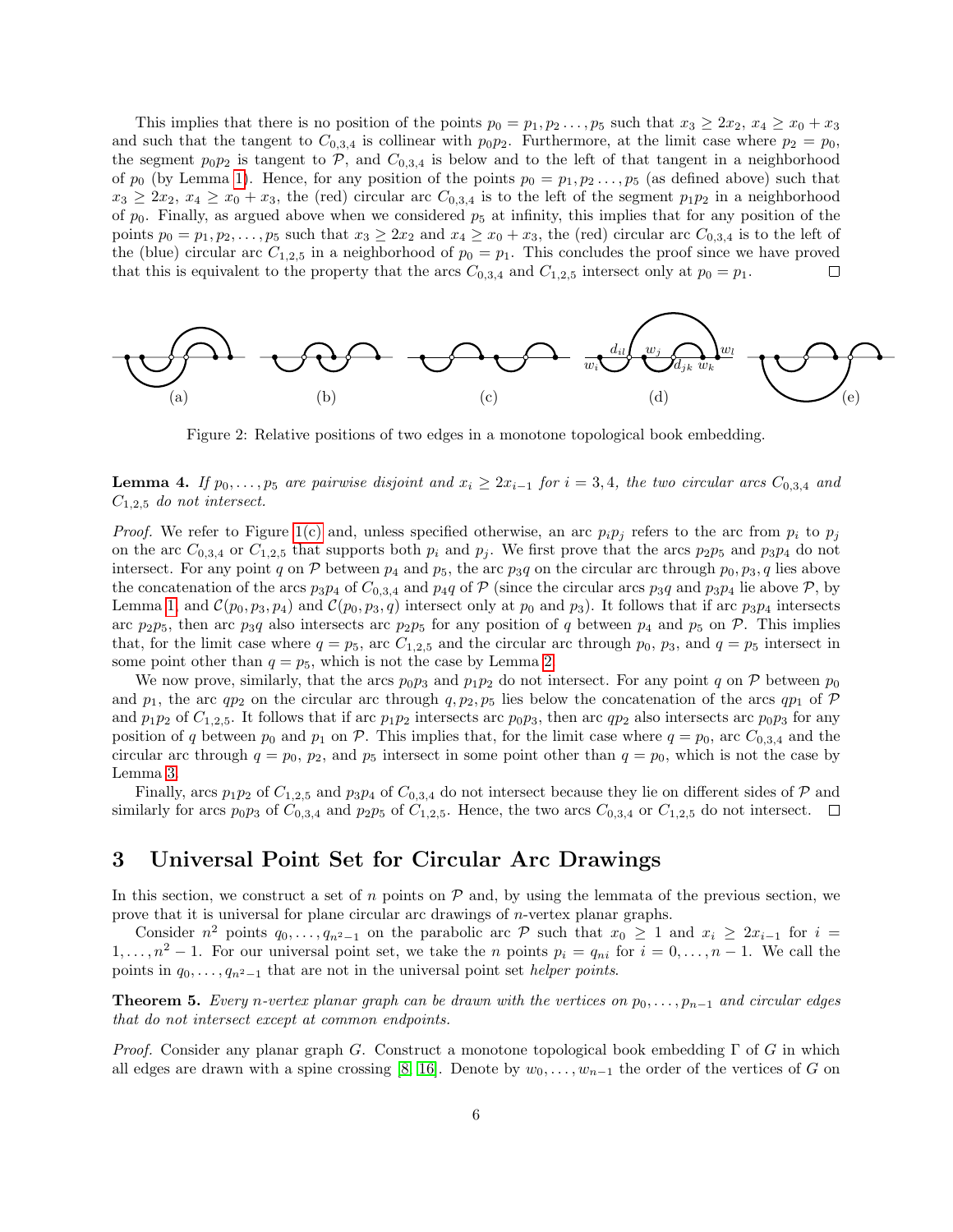This implies that there is no position of the points $p_0 = p_1, p_2 \ldots, p_5$ such that $x_3 \geq 2x_2$, $x_4 \geq x_0 + x_3$ and such that the tangent to $C_{0,3,4}$ is collinear with $p_0p_2$. Furthermore, at the limit case where $p_2 = p_0$, the segment $p_0p_2$ is tangent to $\mathcal{P}$, and $C_{0,3,4}$ is below and to the left of that tangent in a neighborhood of $p_0$ (by Lemma 1). Hence, for any position of the points $p_0 = p_1, p_2 \ldots, p_5$ (as defined above) such that $x_3 \geq 2x_2$, $x_4 \geq x_0 + x_3$, the (red) circular arc $C_{0,3,4}$ is to the left of the segment $p_1p_2$ in a neighborhood of $p_0$. Finally, as argued above when we considered $p_5$ at infinity, this implies that for any position of the points $p_0 = p_1, p_2, \ldots, p_5$ such that $x_3 \geq 2x_2$, $x_4 \geq x_0 + x_3$, the (red) circular arc $C_{0,3,4}$ is to the left of the (blue) circular arc $C_{1,2,5}$ in a neighborhood of $p_0 = p_1$. This concludes the proof since we have proved that this is equivalent to the property that the arcs $C_{0,3,4}$ and $C_{1,2,5}$ intersect only at $p_0 = p_1$. □

Figure 2: Relative positions of two edges in a monotone topological book embedding.

**Lemma 4.** *If $p_0, \ldots, p_5$ are pairwise disjoint and $x_i \geq 2x_{i-1}$ for $i = 3, 4$, the two circular arcs $C_{0,3,4}$ and $C_{1,2,5}$ do not intersect.*

*Proof.* We refer to Figure 1(c) and, unless specified otherwise, an arc $p_ip_j$ refers to the arc from $p_i$ to $p_j$ on the arc $C_{0,3,4}$ or $C_{1,2,5}$ that supports both $p_i$ and $p_j$. We first prove that the arcs $p_2p_5$ and $p_3p_4$ do not intersect. For any point $q$ on $\mathcal{P}$ between $p_4$ and $p_5$, the arc $p_3q$ on the circular arc through $p_0, p_3, q$ lies above the concatenation of the arcs $p_3p_4$ of $C_{0,3,4}$ and $p_4q$ of $\mathcal{P}$ (since the circular arcs $p_3q$ and $p_3p_4$ lie above $\mathcal{P}$, by Lemma 1, and $\mathcal{C}(p_0, p_3, p_4)$ and $\mathcal{C}(p_0, p_3, q)$ intersect only at $p_0$ and $p_3$). It follows that if arc $p_3p_4$ intersects arc $p_2p_5$, then arc $p_3q$ also intersects arc $p_2p_5$ for any position of $q$ between $p_4$ and $p_5$ on $\mathcal{P}$. This implies that, for the limit case where $q = p_5$, arc $C_{1,2,5}$ and the circular arc through $p_0$, $p_3$, and $q = p_5$ intersect in some point other than $q = p_5$, which is not the case by Lemma 2.

We now prove, similarly, that the arcs $p_0p_3$ and $p_1p_2$ do not intersect. For any point $q$ on $\mathcal{P}$ between $p_0$ and $p_1$, the arc $qp_2$ on the circular arc through $q, p_2, p_5$ lies below the concatenation of the arcs $qp_1$ of $\mathcal{P}$ and $p_1p_2$ of $C_{1,2,5}$. It follows that if arc $p_1p_2$ intersects arc $p_0p_3$, then arc $qp_2$ also intersects arc $p_0p_3$ for any position of $q$ between $p_0$ and $p_1$ on $\mathcal{P}$. This implies that, for the limit case where $q = p_0$, arc $C_{0,3,4}$ and the circular arc through $q = p_0$, $p_2$, and $p_5$ intersect in some point other than $q = p_0$, which is not the case by Lemma 3.

Finally, arcs $p_1p_2$ of $C_{1,2,5}$ and $p_3p_4$ of $C_{0,3,4}$ do not intersect because they lie on different sides of $\mathcal{P}$ and similarly for arcs $p_0p_3$ of $C_{0,3,4}$ and $p_2p_5$ of $C_{1,2,5}$. Hence, the two arcs $C_{0,3,4}$ or $C_{1,2,5}$ do not intersect. □

## 3 Universal Point Set for Circular Arc Drawings

In this section, we construct a set of $n$ points on $\mathcal{P}$ and, by using the lemmata of the previous section, we prove that it is universal for plane circular arc drawings of $n$-vertex planar graphs.

Consider $n^2$ points $q_0, \ldots, q_{n^2-1}$ on the parabolic arc $\mathcal{P}$ such that $x_0 \geq 1$ and $x_i \geq 2x_{i-1}$ for $i = 1, \ldots, n^2 - 1$. For our universal point set, we take the $n$ points $p_i = q_{ni}$ for $i = 0, \ldots, n-1$. We call the points in $q_0, \ldots, q_{n^2-1}$ that are not in the universal point set *helper points*.

**Theorem 5.** *Every $n$-vertex planar graph can be drawn with the vertices on $p_0, \ldots, p_{n-1}$ and circular edges that do not intersect except at common endpoints.*

*Proof.* Consider any planar graph $G$. Construct a monotone topological book embedding $\Gamma$ of $G$ in which all edges are drawn with a spine crossing [8, 16]. Denote by $w_0, \ldots, w_{n-1}$ the order of the vertices of $G$ on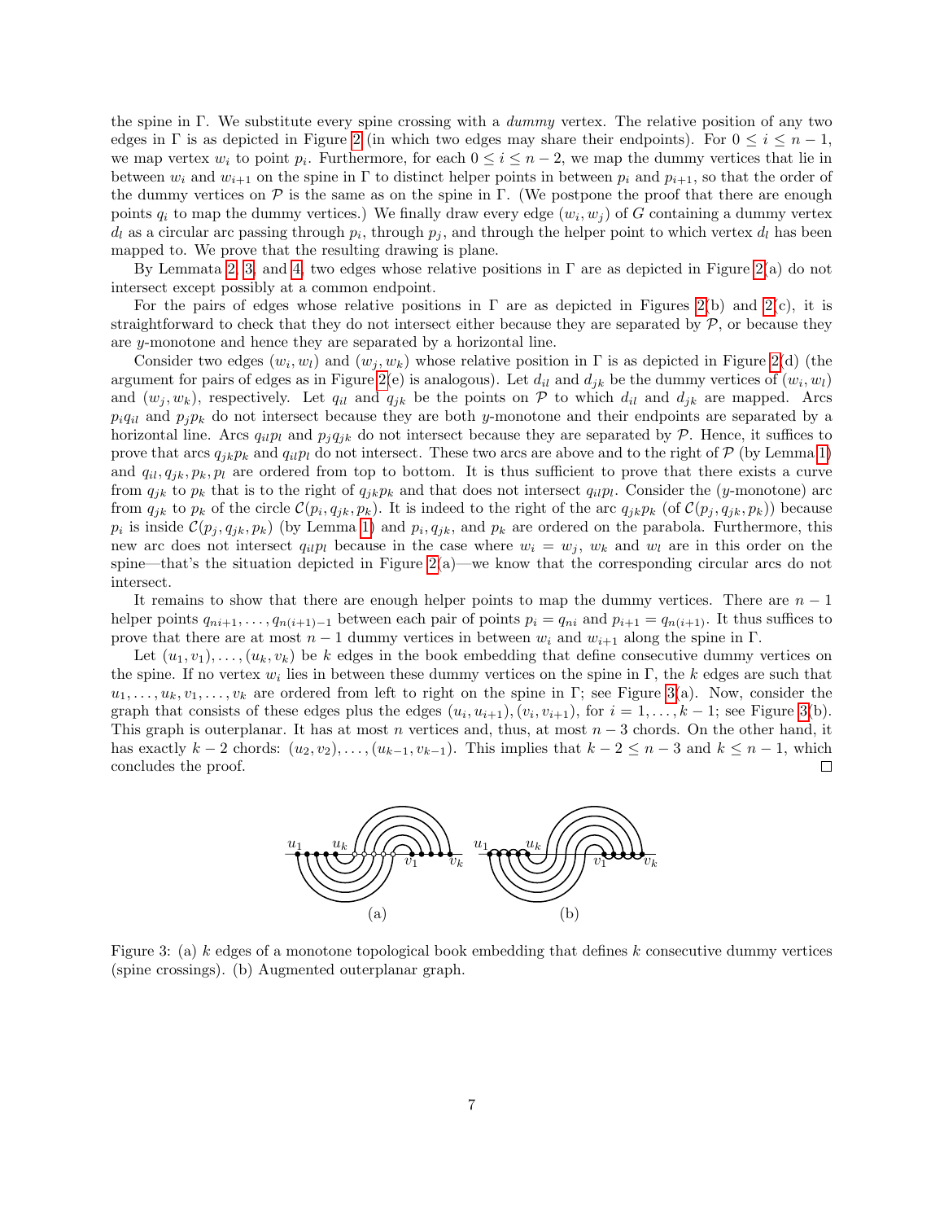the spine in Γ. We substitute every spine crossing with a *dummy* vertex. The relative position of any two edges in Γ is as depicted in Figure 2 (in which two edges may share their endpoints). For $0 \le i \le n-1$, we map vertex $w_i$ to point $p_i$. Furthermore, for each $0 \le i \le n-2$, we map the dummy vertices that lie in between $w_i$ and $w_{i+1}$ on the spine in Γ to distinct helper points in between $p_i$ and $p_{i+1}$, so that the order of the dummy vertices on $\mathcal{P}$ is the same as on the spine in Γ. (We postpone the proof that there are enough points $q_i$ to map the dummy vertices.) We finally draw every edge $(w_i, w_j)$ of $G$ containing a dummy vertex $d_l$ as a circular arc passing through $p_i$, through $p_j$, and through the helper point to which vertex $d_l$ has been mapped to. We prove that the resulting drawing is plane.

By Lemmata 2, 3, and 4, two edges whose relative positions in Γ are as depicted in Figure 2(a) do not intersect except possibly at a common endpoint.

For the pairs of edges whose relative positions in Γ are as depicted in Figures 2(b) and 2(c), it is straightforward to check that they do not intersect either because they are separated by $\mathcal{P}$, or because they are $y$-monotone and hence they are separated by a horizontal line.

Consider two edges $(w_i, w_l)$ and $(w_j, w_k)$ whose relative position in Γ is as depicted in Figure 2(d) (the argument for pairs of edges as in Figure 2(e) is analogous). Let $d_{il}$ and $d_{jk}$ be the dummy vertices of $(w_i, w_l)$ and $(w_j, w_k)$, respectively. Let $q_{il}$ and $q_{jk}$ be the points on $\mathcal{P}$ to which $d_{il}$ and $d_{jk}$ are mapped. Arcs $p_i q_{il}$ and $p_j p_k$ do not intersect because they are both $y$-monotone and their endpoints are separated by a horizontal line. Arcs $q_{il} p_l$ and $p_j q_{jk}$ do not intersect because they are separated by $\mathcal{P}$. Hence, it suffices to prove that arcs $q_{jk} p_k$ and $q_{il} p_l$ do not intersect. These two arcs are above and to the right of $\mathcal{P}$ (by Lemma 1) and $q_{il}, q_{jk}, p_k, p_l$ are ordered from top to bottom. It is thus sufficient to prove that there exists a curve from $q_{jk}$ to $p_k$ that is to the right of $q_{jk} p_k$ and that does not intersect $q_{il} p_l$. Consider the ($y$-monotone) arc from $q_{jk}$ to $p_k$ of the circle $\mathcal{C}(p_i, q_{jk}, p_k)$. It is indeed to the right of the arc $q_{jk} p_k$ (of $\mathcal{C}(p_j, q_{jk}, p_k)$) because $p_i$ is inside $\mathcal{C}(p_j, q_{jk}, p_k)$ (by Lemma 1) and $p_i, q_{jk}$, and $p_k$ are ordered on the parabola. Furthermore, this new arc does not intersect $q_{il} p_l$ because in the case where $w_i = w_j$, $w_k$ and $w_l$ are in this order on the spine—that's the situation depicted in Figure 2(a)—we know that the corresponding circular arcs do not intersect.

It remains to show that there are enough helper points to map the dummy vertices. There are $n-1$ helper points $q_{ni+1}, \dots, q_{n(i+1)-1}$ between each pair of points $p_i = q_{ni}$ and $p_{i+1} = q_{n(i+1)}$. It thus suffices to prove that there are at most $n-1$ dummy vertices in between $w_i$ and $w_{i+1}$ along the spine in Γ.

Let $(u_1, v_1), \dots, (u_k, v_k)$ be $k$ edges in the book embedding that define consecutive dummy vertices on the spine. If no vertex $w_i$ lies in between these dummy vertices on the spine in Γ, the $k$ edges are such that $u_1, \dots, u_k, v_1, \dots, v_k$ are ordered from left to right on the spine in Γ; see Figure 3(a). Now, consider the graph that consists of these edges plus the edges $(u_i, u_{i+1}), (v_i, v_{i+1})$, for $i = 1, \dots, k-1$; see Figure 3(b). This graph is outerplanar. It has at most $n$ vertices and, thus, at most $n-3$ chords. On the other hand, it has exactly $k-2$ chords: $(u_2, v_2), \dots, (u_{k-1}, v_{k-1})$. This implies that $k-2 \le n-3$ and $k \le n-1$, which concludes the proof. □

Figure 3: (a) $k$ edges of a monotone topological book embedding that defines $k$ consecutive dummy vertices (spine crossings). (b) Augmented outerplanar graph.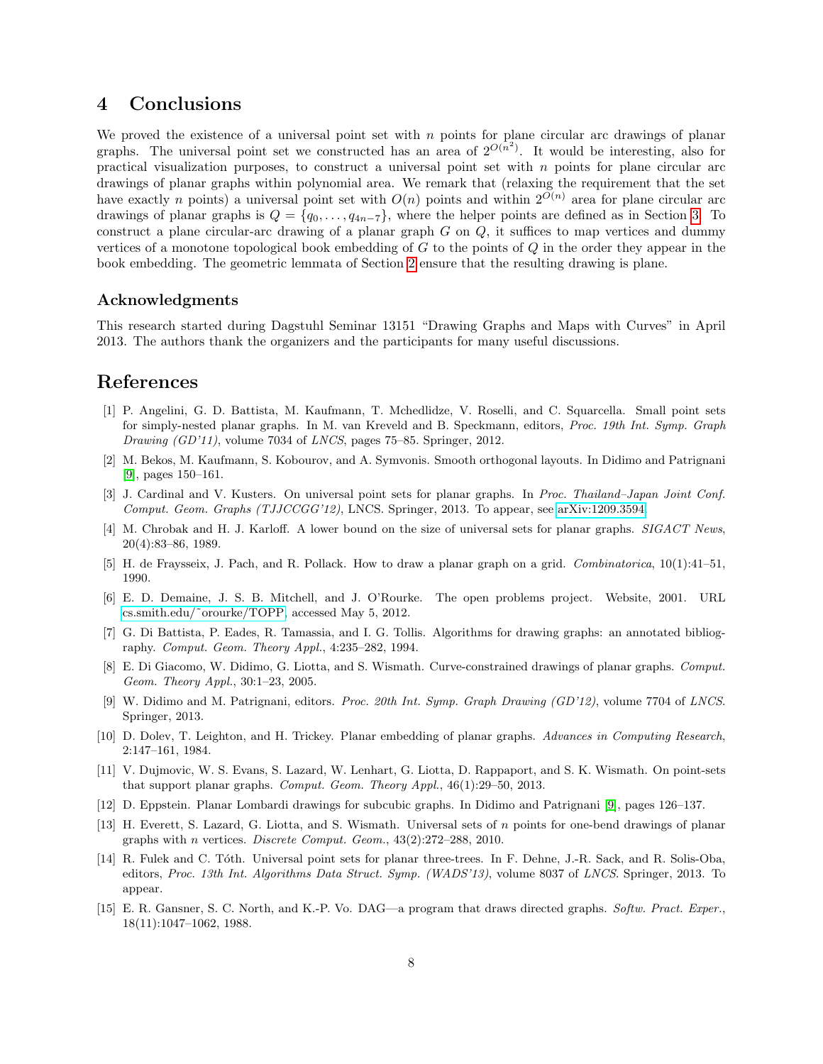# 4 Conclusions

We proved the existence of a universal point set with $n$ points for plane circular arc drawings of planar graphs. The universal point set we constructed has an area of $2^{O(n^2)}$. It would be interesting, also for practical visualization purposes, to construct a universal point set with $n$ points for plane circular arc drawings of planar graphs within polynomial area. We remark that (relaxing the requirement that the set have exactly $n$ points) a universal point set with $O(n)$ points and within $2^{O(n)}$ area for plane circular arc drawings of planar graphs is $Q = \{q_0, \ldots, q_{4n-7}\}$, where the helper points are defined as in Section 3. To construct a plane circular-arc drawing of a planar graph $G$ on $Q$, it suffices to map vertices and dummy vertices of a monotone topological book embedding of $G$ to the points of $Q$ in the order they appear in the book embedding. The geometric lemmata of Section 2 ensure that the resulting drawing is plane.

## Acknowledgments

This research started during Dagstuhl Seminar 13151 "Drawing Graphs and Maps with Curves" in April 2013. The authors thank the organizers and the participants for many useful discussions.

# References

[1] P. Angelini, G. D. Battista, M. Kaufmann, T. Mchedlidze, V. Roselli, and C. Squarcella. Small point sets for simply-nested planar graphs. In M. van Kreveld and B. Speckmann, editors, *Proc. 19th Int. Symp. Graph Drawing (GD'11)*, volume 7034 of *LNCS*, pages 75–85. Springer, 2012.

[2] M. Bekos, M. Kaufmann, S. Kobourov, and A. Symvonis. Smooth orthogonal layouts. In Didimo and Patrignani [9], pages 150–161.

[3] J. Cardinal and V. Kusters. On universal point sets for planar graphs. In *Proc. Thailand–Japan Joint Conf. Comput. Geom. Graphs (TJJCCGG'12)*, LNCS. Springer, 2013. To appear, see arXiv:1209.3594.

[4] M. Chrobak and H. J. Karloff. A lower bound on the size of universal sets for planar graphs. *SIGACT News*, 20(4):83–86, 1989.

[5] H. de Fraysseix, J. Pach, and R. Pollack. How to draw a planar graph on a grid. *Combinatorica*, 10(1):41–51, 1990.

[6] E. D. Demaine, J. S. B. Mitchell, and J. O'Rourke. The open problems project. Website, 2001. URL cs.smith.edu/~orourke/TOPP, accessed May 5, 2012.

[7] G. Di Battista, P. Eades, R. Tamassia, and I. G. Tollis. Algorithms for drawing graphs: an annotated bibliography. *Comput. Geom. Theory Appl.*, 4:235–282, 1994.

[8] E. Di Giacomo, W. Didimo, G. Liotta, and S. Wismath. Curve-constrained drawings of planar graphs. *Comput. Geom. Theory Appl.*, 30:1–23, 2005.

[9] W. Didimo and M. Patrignani, editors. *Proc. 20th Int. Symp. Graph Drawing (GD'12)*, volume 7704 of *LNCS*. Springer, 2013.

[10] D. Dolev, T. Leighton, and H. Trickey. Planar embedding of planar graphs. *Advances in Computing Research*, 2:147–161, 1984.

[11] V. Dujmovic, W. S. Evans, S. Lazard, W. Lenhart, G. Liotta, D. Rappaport, and S. K. Wismath. On point-sets that support planar graphs. *Comput. Geom. Theory Appl.*, 46(1):29–50, 2013.

[12] D. Eppstein. Planar Lombardi drawings for subcubic graphs. In Didimo and Patrignani [9], pages 126–137.

[13] H. Everett, S. Lazard, G. Liotta, and S. Wismath. Universal sets of $n$ points for one-bend drawings of planar graphs with $n$ vertices. *Discrete Comput. Geom.*, 43(2):272–288, 2010.

[14] R. Fulek and C. Tóth. Universal point sets for planar three-trees. In F. Dehne, J.-R. Sack, and R. Solis-Oba, editors, *Proc. 13th Int. Algorithms Data Struct. Symp. (WADS'13)*, volume 8037 of *LNCS*. Springer, 2013. To appear.

[15] E. R. Gansner, S. C. North, and K.-P. Vo. DAG—a program that draws directed graphs. *Softw. Pract. Exper.*, 18(11):1047–1062, 1988.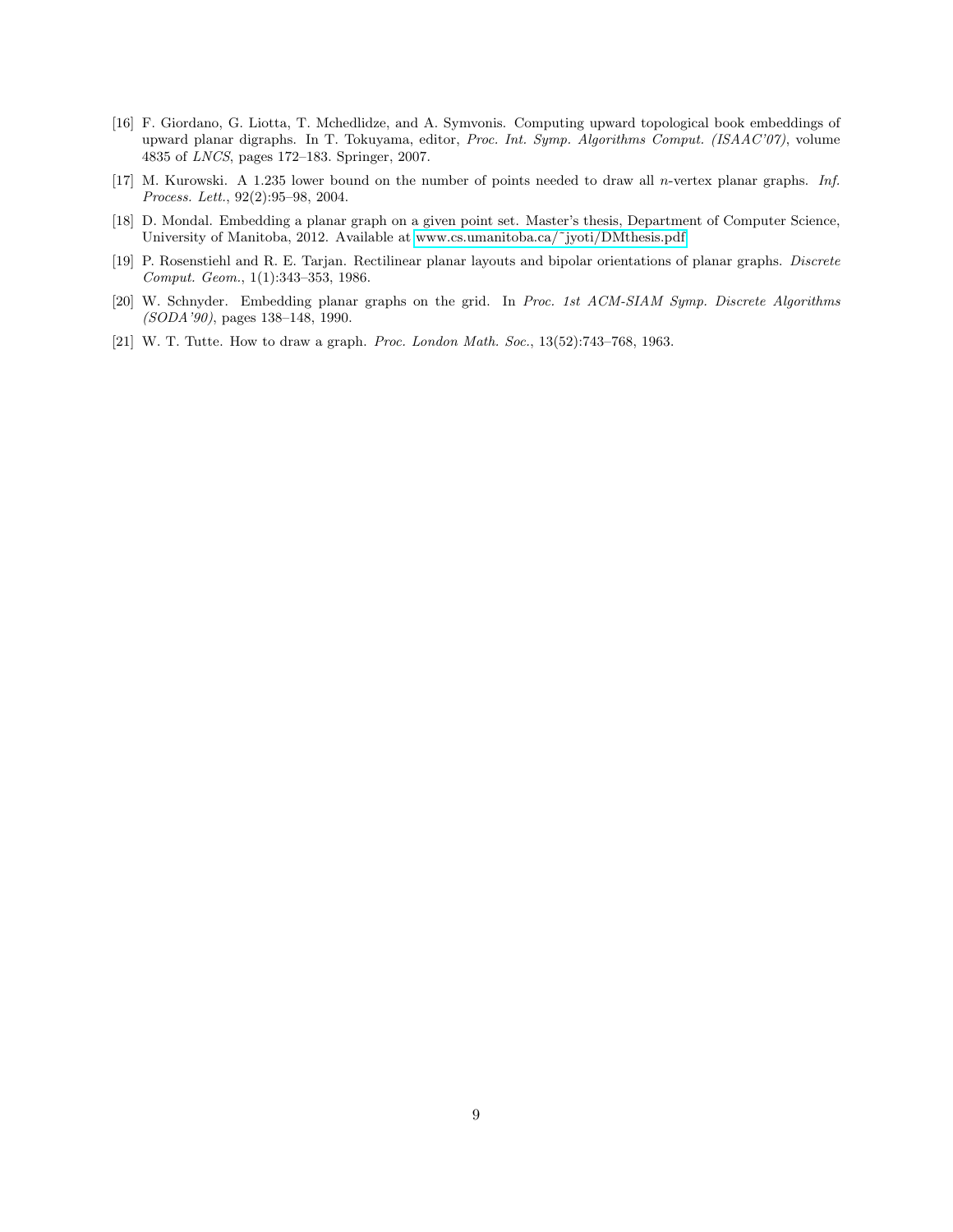[16] F. Giordano, G. Liotta, T. Mchedlidze, and A. Symvonis. Computing upward topological book embeddings of upward planar digraphs. In T. Tokuyama, editor, *Proc. Int. Symp. Algorithms Comput. (ISAAC'07)*, volume 4835 of *LNCS*, pages 172–183. Springer, 2007.

[17] M. Kurowski. A 1.235 lower bound on the number of points needed to draw all $n$-vertex planar graphs. *Inf. Process. Lett.*, 92(2):95–98, 2004.

[18] D. Mondal. Embedding a planar graph on a given point set. Master's thesis, Department of Computer Science, University of Manitoba, 2012. Available at www.cs.umanitoba.ca/˜jyoti/DMthesis.pdf

[19] P. Rosenstiehl and R. E. Tarjan. Rectilinear planar layouts and bipolar orientations of planar graphs. *Discrete Comput. Geom.*, 1(1):343–353, 1986.

[20] W. Schnyder. Embedding planar graphs on the grid. In *Proc. 1st ACM-SIAM Symp. Discrete Algorithms (SODA'90)*, pages 138–148, 1990.

[21] W. T. Tutte. How to draw a graph. *Proc. London Math. Soc.*, 13(52):743–768, 1963.